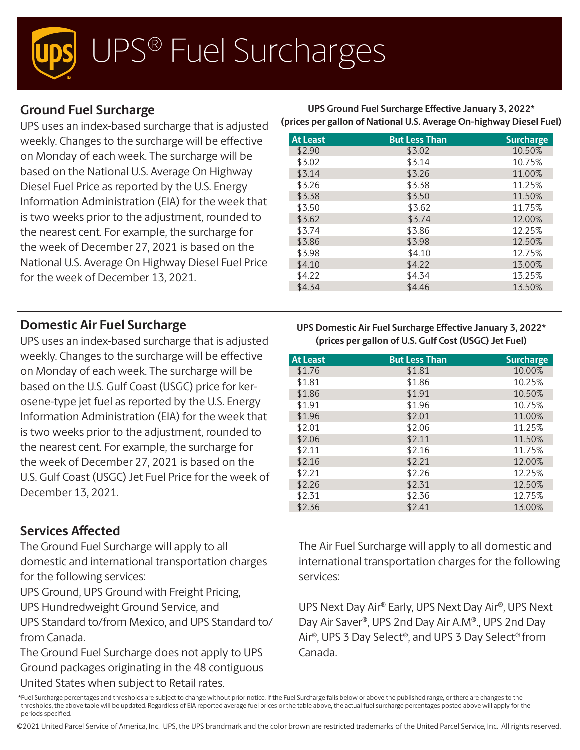# UPS® Fuel Surcharges

## Ground Fuel Surcharge

UPS uses an index-based surcharge that is adjusted weekly. Changes to the surcharge will be effective on Monday of each week. The surcharge will be based on the National U.S. Average On Highway Diesel Fuel Price as reported by the U.S. Energy Information Administration (EIA) for the week that is two weeks prior to the adjustment, rounded to the nearest cent. For example, the surcharge for the week of December 27, 2021 is based on the National U.S. Average On Highway Diesel Fuel Price for the week of December 13, 2021.

**UPS Ground Fuel Surcharge Effective January 3, 2022***
**(prices per gallon of National U.S. Average On-highway Diesel Fuel)**

| At Least | But Less Than | Surcharge |
|---|---|---|
| $2.90 | $3.02 | 10.50% |
| $3.02 | $3.14 | 10.75% |
| $3.14 | $3.26 | 11.00% |
| $3.26 | $3.38 | 11.25% |
| $3.38 | $3.50 | 11.50% |
| $3.50 | $3.62 | 11.75% |
| $3.62 | $3.74 | 12.00% |
| $3.74 | $3.86 | 12.25% |
| $3.86 | $3.98 | 12.50% |
| $3.98 | $4.10 | 12.75% |
| $4.10 | $4.22 | 13.00% |
| $4.22 | $4.34 | 13.25% |
| $4.34 | $4.46 | 13.50% |

## Domestic Air Fuel Surcharge

UPS uses an index-based surcharge that is adjusted weekly. Changes to the surcharge will be effective on Monday of each week. The surcharge will be based on the U.S. Gulf Coast (USGC) price for kerosene-type jet fuel as reported by the U.S. Energy Information Administration (EIA) for the week that is two weeks prior to the adjustment, rounded to the nearest cent. For example, the surcharge for the week of December 27, 2021 is based on the U.S. Gulf Coast (USGC) Jet Fuel Price for the week of December 13, 2021.

**UPS Domestic Air Fuel Surcharge Effective January 3, 2022***
**(prices per gallon of U.S. Gulf Cost (USGC) Jet Fuel)**

| At Least | But Less Than | Surcharge |
|---|---|---|
| $1.76 | $1.81 | 10.00% |
| $1.81 | $1.86 | 10.25% |
| $1.86 | $1.91 | 10.50% |
| $1.91 | $1.96 | 10.75% |
| $1.96 | $2.01 | 11.00% |
| $2.01 | $2.06 | 11.25% |
| $2.06 | $2.11 | 11.50% |
| $2.11 | $2.16 | 11.75% |
| $2.16 | $2.21 | 12.00% |
| $2.21 | $2.26 | 12.25% |
| $2.26 | $2.31 | 12.50% |
| $2.31 | $2.36 | 12.75% |
| $2.36 | $2.41 | 13.00% |

## Services Affected

The Ground Fuel Surcharge will apply to all domestic and international transportation charges for the following services:

UPS Ground, UPS Ground with Freight Pricing, UPS Hundredweight Ground Service, and UPS Standard to/from Mexico, and UPS Standard to/from Canada.

The Ground Fuel Surcharge does not apply to UPS Ground packages originating in the 48 contiguous United States when subject to Retail rates.

The Air Fuel Surcharge will apply to all domestic and international transportation charges for the following services:

UPS Next Day Air® Early, UPS Next Day Air®, UPS Next Day Air Saver®, UPS 2nd Day Air A.M®., UPS 2nd Day Air®, UPS 3 Day Select®, and UPS 3 Day Select® from Canada.

*Fuel Surcharge percentages and thresholds are subject to change without prior notice. If the Fuel Surcharge falls below or above the published range, or there are changes to the thresholds, the above table will be updated. Regardless of EIA reported average fuel prices or the table above, the actual fuel surcharge percentages posted above will apply for the periods specified.

©2021 United Parcel Service of America, Inc. UPS, the UPS brandmark and the color brown are restricted trademarks of the United Parcel Service, Inc. All rights reserved.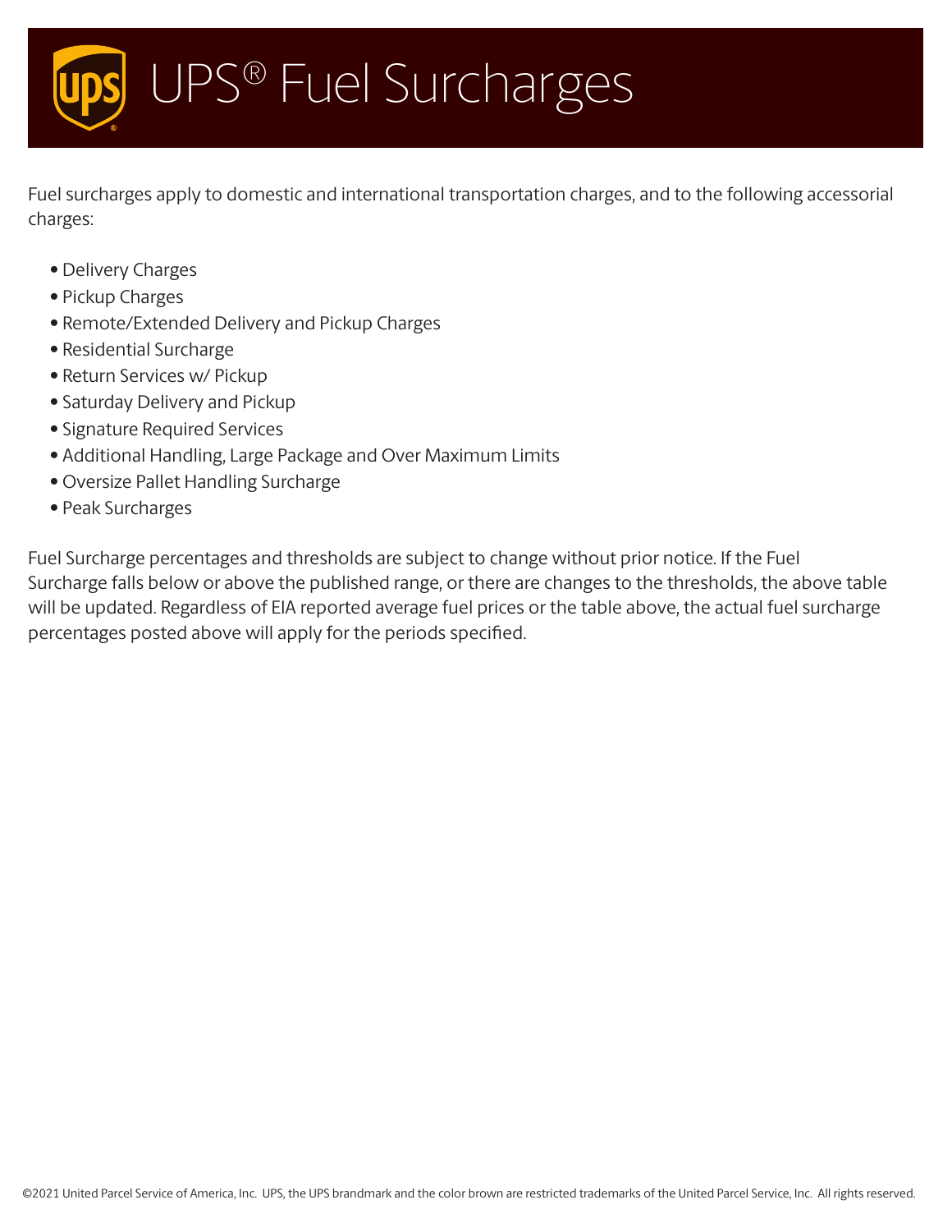# UPS® Fuel Surcharges

Fuel surcharges apply to domestic and international transportation charges, and to the following accessorial charges:

- Delivery Charges
- Pickup Charges
- Remote/Extended Delivery and Pickup Charges
- Residential Surcharge
- Return Services w/ Pickup
- Saturday Delivery and Pickup
- Signature Required Services
- Additional Handling, Large Package and Over Maximum Limits
- Oversize Pallet Handling Surcharge
- Peak Surcharges

Fuel Surcharge percentages and thresholds are subject to change without prior notice. If the Fuel Surcharge falls below or above the published range, or there are changes to the thresholds, the above table will be updated. Regardless of EIA reported average fuel prices or the table above, the actual fuel surcharge percentages posted above will apply for the periods specified.

©2021 United Parcel Service of America, Inc. UPS, the UPS brandmark and the color brown are restricted trademarks of the United Parcel Service, Inc. All rights reserved.